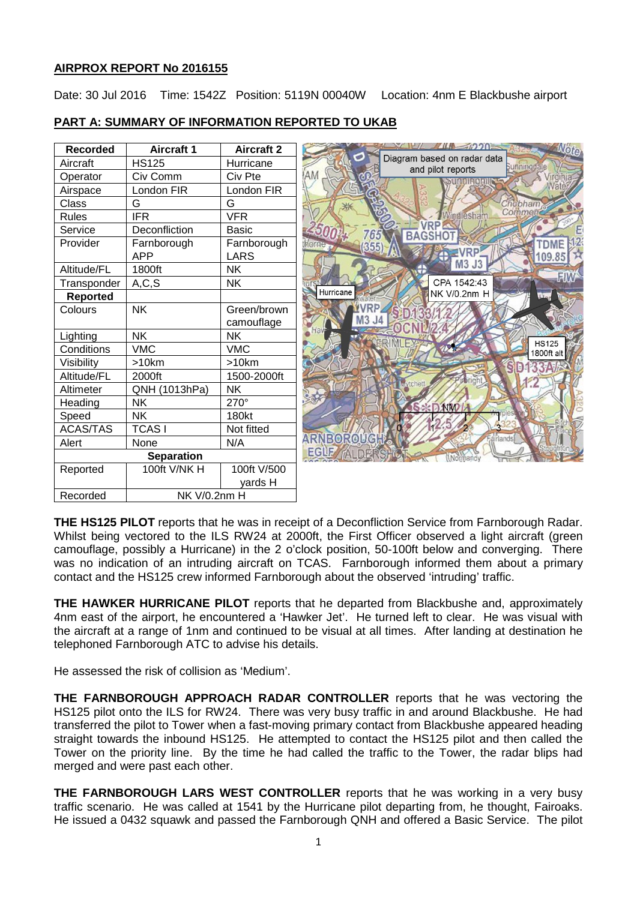**AIRPROX REPORT No 2016155**

Date: 30 Jul 2016 Time: 1542Z Position: 5119N 00040W Location: 4nm E Blackbushe airport

**PART A: SUMMARY OF INFORMATION REPORTED TO UKAB**

| Recorded | Aircraft 1 | Aircraft 2 |
|---|---|---|
| Aircraft | HS125 | Hurricane |
| Operator | Civ Comm | Civ Pte |
| Airspace | London FIR | London FIR |
| Class | G | G |
| Rules | IFR | VFR |
| Service | Deconfliction | Basic |
| Provider | Farnborough APP | Farnborough LARS |
| Altitude/FL | 1800ft | NK |
| Transponder | A,C,S | NK |
| **Reported** | | |
| Colours | NK | Green/brown camouflage |
| Lighting | NK | NK |
| Conditions | VMC | VMC |
| Visibility | >10km | >10km |
| Altitude/FL | 2000ft | 1500-2000ft |
| Altimeter | QNH (1013hPa) | NK |
| Heading | NK | 270° |
| Speed | NK | 180kt |
| ACAS/TAS | TCAS I | Not fitted |
| Alert | None | N/A |
| **Separation** | | |
| Reported | 100ft V/NK H | 100ft V/500 yards H |
| Recorded | NK V/0.2nm H | |

Diagram based on radar data and pilot reports

Hurricane

CPA 1542:43
NK V/0.2nm H

HS125
1800ft alt

NM
0 1 2 3

**THE HS125 PILOT** reports that he was in receipt of a Deconfliction Service from Farnborough Radar. Whilst being vectored to the ILS RW24 at 2000ft, the First Officer observed a light aircraft (green camouflage, possibly a Hurricane) in the 2 o'clock position, 50-100ft below and converging. There was no indication of an intruding aircraft on TCAS. Farnborough informed them about a primary contact and the HS125 crew informed Farnborough about the observed 'intruding' traffic.

**THE HAWKER HURRICANE PILOT** reports that he departed from Blackbushe and, approximately 4nm east of the airport, he encountered a 'Hawker Jet'. He turned left to clear. He was visual with the aircraft at a range of 1nm and continued to be visual at all times. After landing at destination he telephoned Farnborough ATC to advise his details.

He assessed the risk of collision as 'Medium'.

**THE FARNBOROUGH APPROACH RADAR CONTROLLER** reports that he was vectoring the HS125 pilot onto the ILS for RW24. There was very busy traffic in and around Blackbushe. He had transferred the pilot to Tower when a fast-moving primary contact from Blackbushe appeared heading straight towards the inbound HS125. He attempted to contact the HS125 pilot and then called the Tower on the priority line. By the time he had called the traffic to the Tower, the radar blips had merged and were past each other.

**THE FARNBOROUGH LARS WEST CONTROLLER** reports that he was working in a very busy traffic scenario. He was called at 1541 by the Hurricane pilot departing from, he thought, Fairoaks. He issued a 0432 squawk and passed the Farnborough QNH and offered a Basic Service. The pilot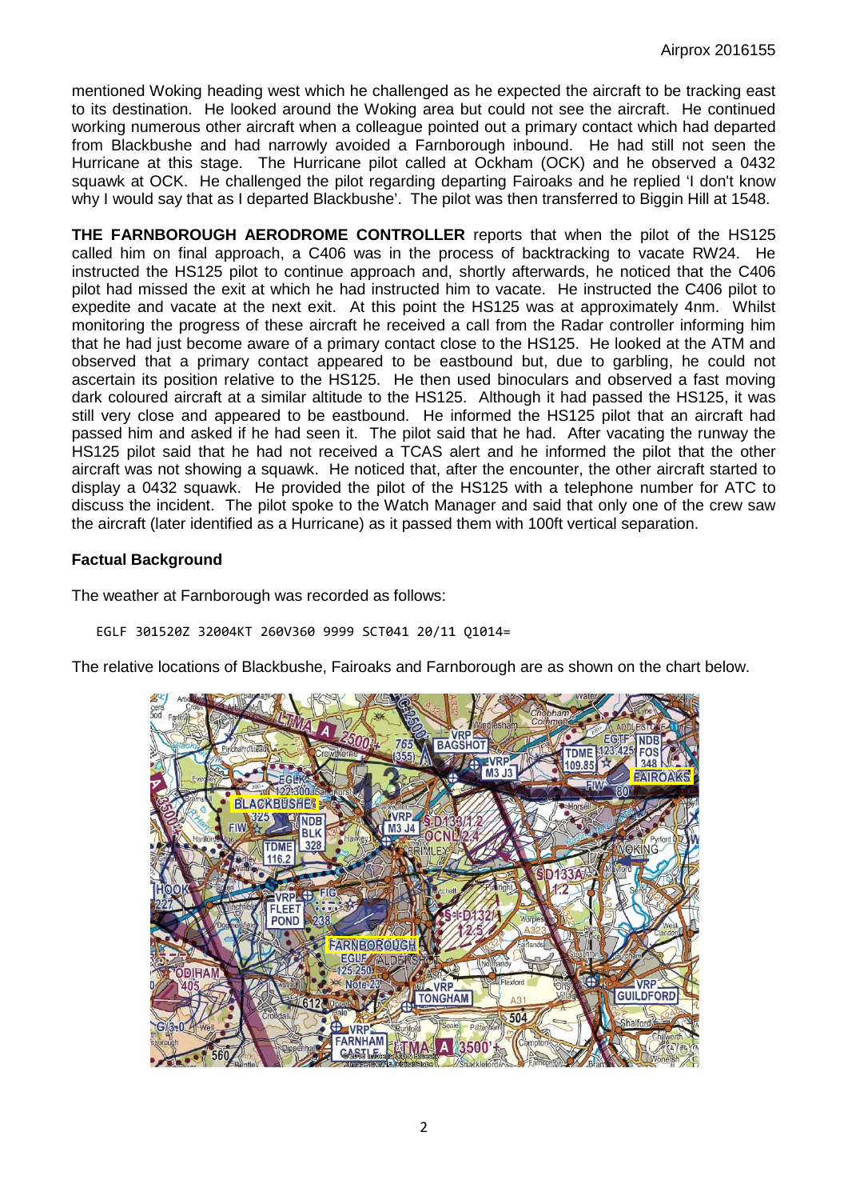mentioned Woking heading west which he challenged as he expected the aircraft to be tracking east to its destination. He looked around the Woking area but could not see the aircraft. He continued working numerous other aircraft when a colleague pointed out a primary contact which had departed from Blackbushe and had narrowly avoided a Farnborough inbound. He had still not seen the Hurricane at this stage. The Hurricane pilot called at Ockham (OCK) and he observed a 0432 squawk at OCK. He challenged the pilot regarding departing Fairoaks and he replied 'I don't know why I would say that as I departed Blackbushe'. The pilot was then transferred to Biggin Hill at 1548.

**THE FARNBOROUGH AERODROME CONTROLLER** reports that when the pilot of the HS125 called him on final approach, a C406 was in the process of backtracking to vacate RW24. He instructed the HS125 pilot to continue approach and, shortly afterwards, he noticed that the C406 pilot had missed the exit at which he had instructed him to vacate. He instructed the C406 pilot to expedite and vacate at the next exit. At this point the HS125 was at approximately 4nm. Whilst monitoring the progress of these aircraft he received a call from the Radar controller informing him that he had just become aware of a primary contact close to the HS125. He looked at the ATM and observed that a primary contact appeared to be eastbound but, due to garbling, he could not ascertain its position relative to the HS125. He then used binoculars and observed a fast moving dark coloured aircraft at a similar altitude to the HS125. Although it had passed the HS125, it was still very close and appeared to be eastbound. He informed the HS125 pilot that an aircraft had passed him and asked if he had seen it. The pilot said that he had. After vacating the runway the HS125 pilot said that he had not received a TCAS alert and he informed the pilot that the other aircraft was not showing a squawk. He noticed that, after the encounter, the other aircraft started to display a 0432 squawk. He provided the pilot of the HS125 with a telephone number for ATC to discuss the incident. The pilot spoke to the Watch Manager and said that only one of the crew saw the aircraft (later identified as a Hurricane) as it passed them with 100ft vertical separation.

## Factual Background

The weather at Farnborough was recorded as follows:

```
EGLF 301520Z 32004KT 260V360 9999 SCT041 20/11 Q1014=
```

The relative locations of Blackbushe, Fairoaks and Farnborough are as shown on the chart below.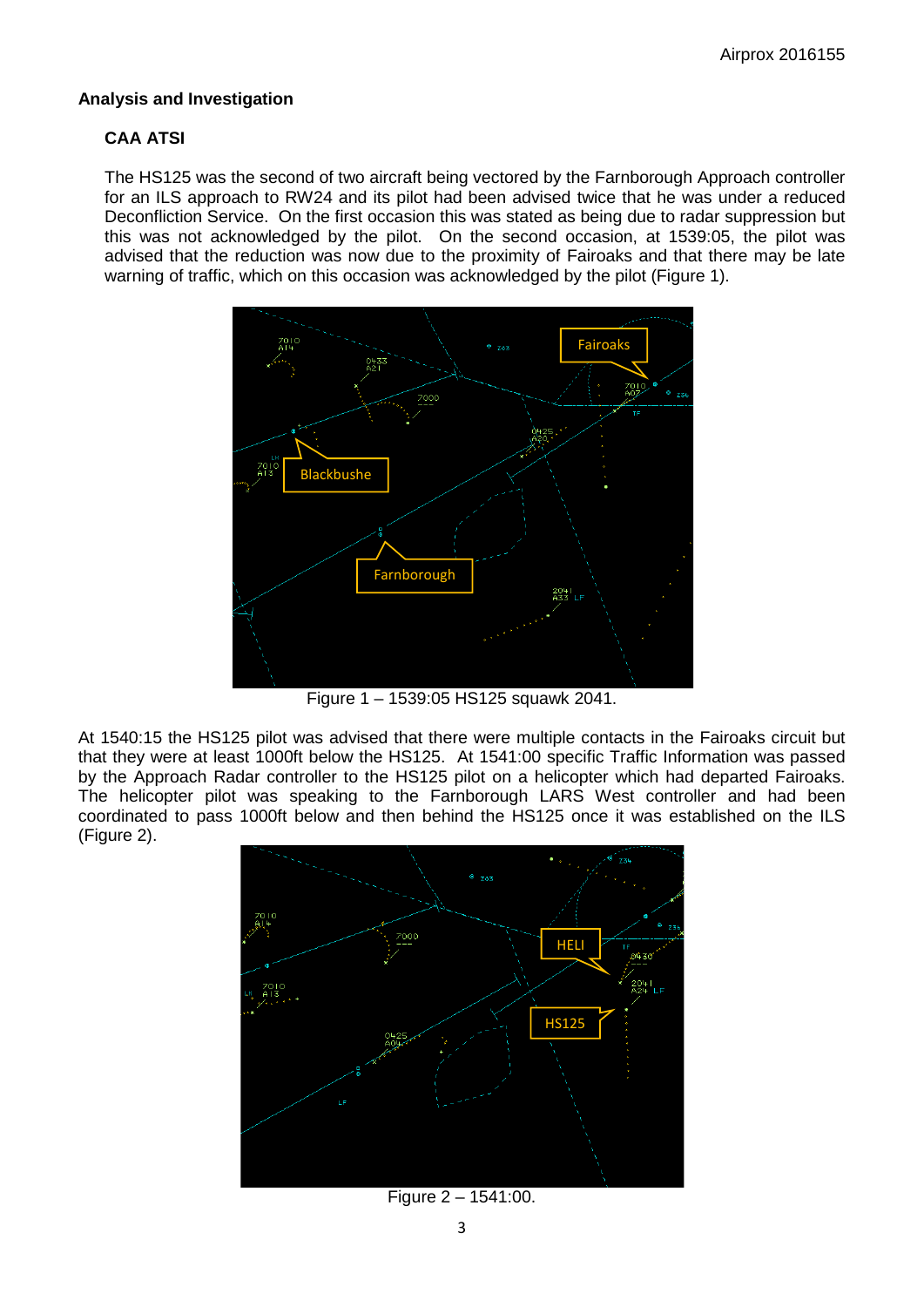## Analysis and Investigation

### CAA ATSI

The HS125 was the second of two aircraft being vectored by the Farnborough Approach controller for an ILS approach to RW24 and its pilot had been advised twice that he was under a reduced Deconfliction Service. On the first occasion this was stated as being due to radar suppression but this was not acknowledged by the pilot. On the second occasion, at 1539:05, the pilot was advised that the reduction was now due to the proximity of Fairoaks and that there may be late warning of traffic, which on this occasion was acknowledged by the pilot (Figure 1).

Figure 1 – 1539:05 HS125 squawk 2041.

At 1540:15 the HS125 pilot was advised that there were multiple contacts in the Fairoaks circuit but that they were at least 1000ft below the HS125. At 1541:00 specific Traffic Information was passed by the Approach Radar controller to the HS125 pilot on a helicopter which had departed Fairoaks. The helicopter pilot was speaking to the Farnborough LARS West controller and had been coordinated to pass 1000ft below and then behind the HS125 once it was established on the ILS (Figure 2).

Figure 2 – 1541:00.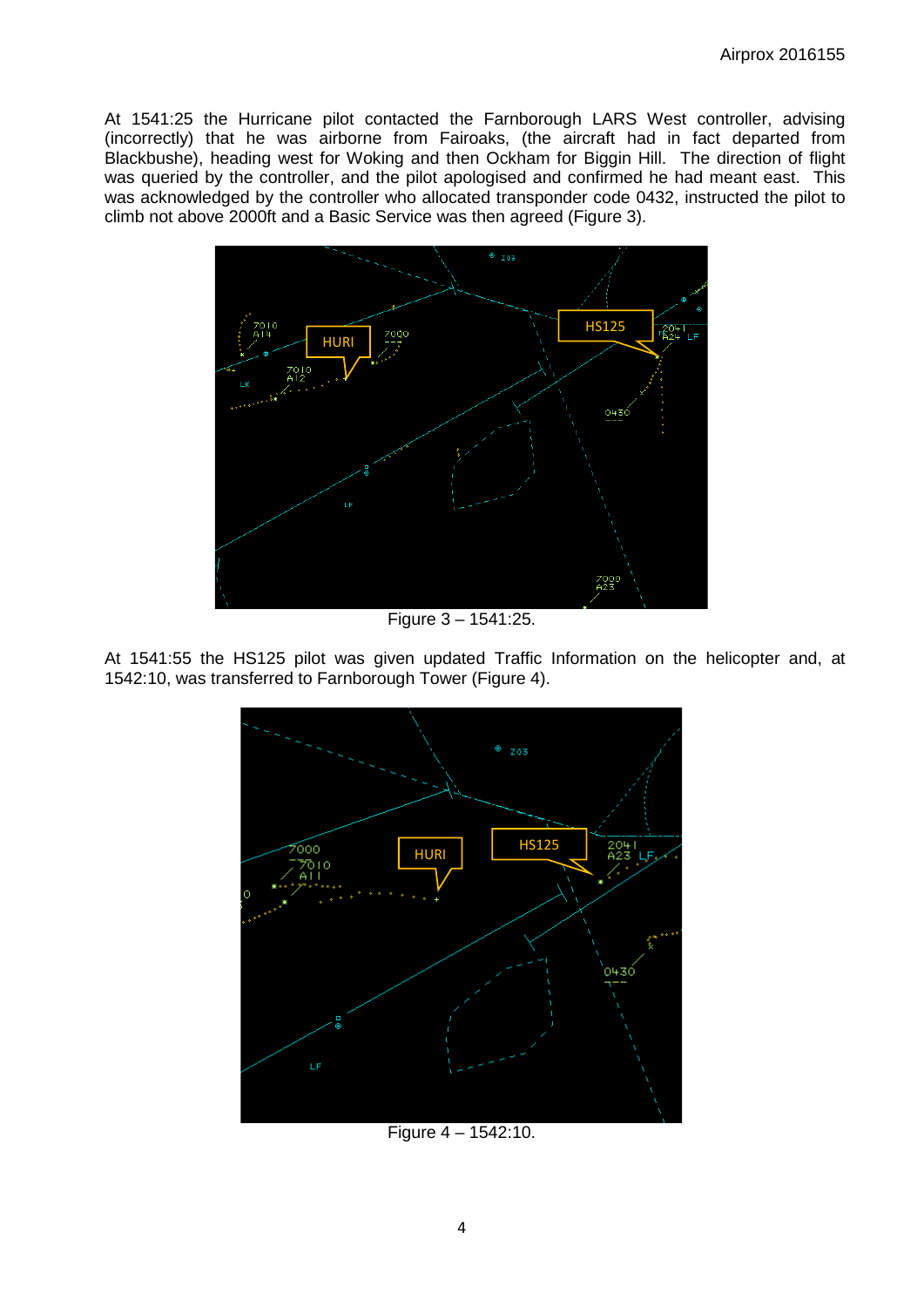At 1541:25 the Hurricane pilot contacted the Farnborough LARS West controller, advising (incorrectly) that he was airborne from Fairoaks, (the aircraft had in fact departed from Blackbushe), heading west for Woking and then Ockham for Biggin Hill. The direction of flight was queried by the controller, and the pilot apologised and confirmed he had meant east. This was acknowledged by the controller who allocated transponder code 0432, instructed the pilot to climb not above 2000ft and a Basic Service was then agreed (Figure 3).

Figure 3 – 1541:25.

At 1541:55 the HS125 pilot was given updated Traffic Information on the helicopter and, at 1542:10, was transferred to Farnborough Tower (Figure 4).

Figure 4 – 1542:10.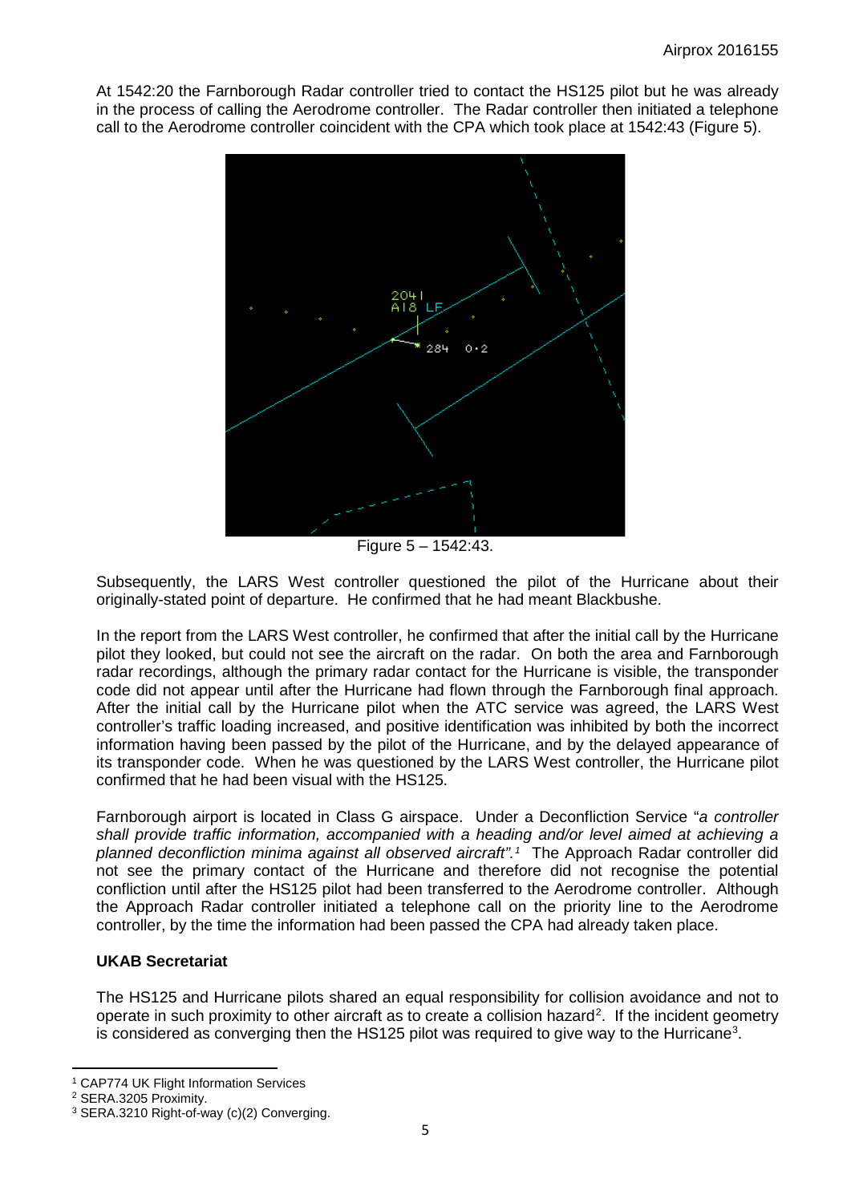At 1542:20 the Farnborough Radar controller tried to contact the HS125 pilot but he was already in the process of calling the Aerodrome controller. The Radar controller then initiated a telephone call to the Aerodrome controller coincident with the CPA which took place at 1542:43 (Figure 5).

Figure 5 – 1542:43.

Subsequently, the LARS West controller questioned the pilot of the Hurricane about their originally-stated point of departure. He confirmed that he had meant Blackbushe.

In the report from the LARS West controller, he confirmed that after the initial call by the Hurricane pilot they looked, but could not see the aircraft on the radar. On both the area and Farnborough radar recordings, although the primary radar contact for the Hurricane is visible, the transponder code did not appear until after the Hurricane had flown through the Farnborough final approach. After the initial call by the Hurricane pilot when the ATC service was agreed, the LARS West controller's traffic loading increased, and positive identification was inhibited by both the incorrect information having been passed by the pilot of the Hurricane, and by the delayed appearance of its transponder code. When he was questioned by the LARS West controller, the Hurricane pilot confirmed that he had been visual with the HS125.

Farnborough airport is located in Class G airspace. Under a Deconfliction Service "*a controller shall provide traffic information, accompanied with a heading and/or level aimed at achieving a planned deconfliction minima against all observed aircraft".*[1] The Approach Radar controller did not see the primary contact of the Hurricane and therefore did not recognise the potential confliction until after the HS125 pilot had been transferred to the Aerodrome controller. Although the Approach Radar controller initiated a telephone call on the priority line to the Aerodrome controller, by the time the information had been passed the CPA had already taken place.

### UKAB Secretariat

The HS125 and Hurricane pilots shared an equal responsibility for collision avoidance and not to operate in such proximity to other aircraft as to create a collision hazard[2]. If the incident geometry is considered as converging then the HS125 pilot was required to give way to the Hurricane[3].

---

[1] CAP774 UK Flight Information Services

[2] SERA.3205 Proximity.

[3] SERA.3210 Right-of-way (c)(2) Converging.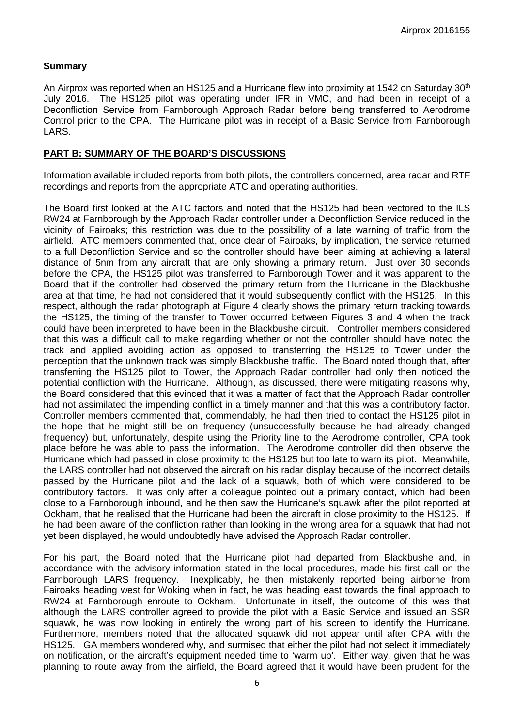## Summary

An Airprox was reported when an HS125 and a Hurricane flew into proximity at 1542 on Saturday 30th July 2016. The HS125 pilot was operating under IFR in VMC, and had been in receipt of a Deconfliction Service from Farnborough Approach Radar before being transferred to Aerodrome Control prior to the CPA. The Hurricane pilot was in receipt of a Basic Service from Farnborough LARS.

## PART B: SUMMARY OF THE BOARD'S DISCUSSIONS

Information available included reports from both pilots, the controllers concerned, area radar and RTF recordings and reports from the appropriate ATC and operating authorities.

The Board first looked at the ATC factors and noted that the HS125 had been vectored to the ILS RW24 at Farnborough by the Approach Radar controller under a Deconfliction Service reduced in the vicinity of Fairoaks; this restriction was due to the possibility of a late warning of traffic from the airfield. ATC members commented that, once clear of Fairoaks, by implication, the service returned to a full Deconfliction Service and so the controller should have been aiming at achieving a lateral distance of 5nm from any aircraft that are only showing a primary return. Just over 30 seconds before the CPA, the HS125 pilot was transferred to Farnborough Tower and it was apparent to the Board that if the controller had observed the primary return from the Hurricane in the Blackbushe area at that time, he had not considered that it would subsequently conflict with the HS125. In this respect, although the radar photograph at Figure 4 clearly shows the primary return tracking towards the HS125, the timing of the transfer to Tower occurred between Figures 3 and 4 when the track could have been interpreted to have been in the Blackbushe circuit. Controller members considered that this was a difficult call to make regarding whether or not the controller should have noted the track and applied avoiding action as opposed to transferring the HS125 to Tower under the perception that the unknown track was simply Blackbushe traffic. The Board noted though that, after transferring the HS125 pilot to Tower, the Approach Radar controller had only then noticed the potential confliction with the Hurricane. Although, as discussed, there were mitigating reasons why, the Board considered that this evinced that it was a matter of fact that the Approach Radar controller had not assimilated the impending conflict in a timely manner and that this was a contributory factor. Controller members commented that, commendably, he had then tried to contact the HS125 pilot in the hope that he might still be on frequency (unsuccessfully because he had already changed frequency) but, unfortunately, despite using the Priority line to the Aerodrome controller, CPA took place before he was able to pass the information. The Aerodrome controller did then observe the Hurricane which had passed in close proximity to the HS125 but too late to warn its pilot. Meanwhile, the LARS controller had not observed the aircraft on his radar display because of the incorrect details passed by the Hurricane pilot and the lack of a squawk, both of which were considered to be contributory factors. It was only after a colleague pointed out a primary contact, which had been close to a Farnborough inbound, and he then saw the Hurricane's squawk after the pilot reported at Ockham, that he realised that the Hurricane had been the aircraft in close proximity to the HS125. If he had been aware of the confliction rather than looking in the wrong area for a squawk that had not yet been displayed, he would undoubtedly have advised the Approach Radar controller.

For his part, the Board noted that the Hurricane pilot had departed from Blackbushe and, in accordance with the advisory information stated in the local procedures, made his first call on the Farnborough LARS frequency. Inexplicably, he then mistakenly reported being airborne from Fairoaks heading west for Woking when in fact, he was heading east towards the final approach to RW24 at Farnborough enroute to Ockham. Unfortunate in itself, the outcome of this was that although the LARS controller agreed to provide the pilot with a Basic Service and issued an SSR squawk, he was now looking in entirely the wrong part of his screen to identify the Hurricane. Furthermore, members noted that the allocated squawk did not appear until after CPA with the HS125. GA members wondered why, and surmised that either the pilot had not select it immediately on notification, or the aircraft's equipment needed time to 'warm up'. Either way, given that he was planning to route away from the airfield, the Board agreed that it would have been prudent for the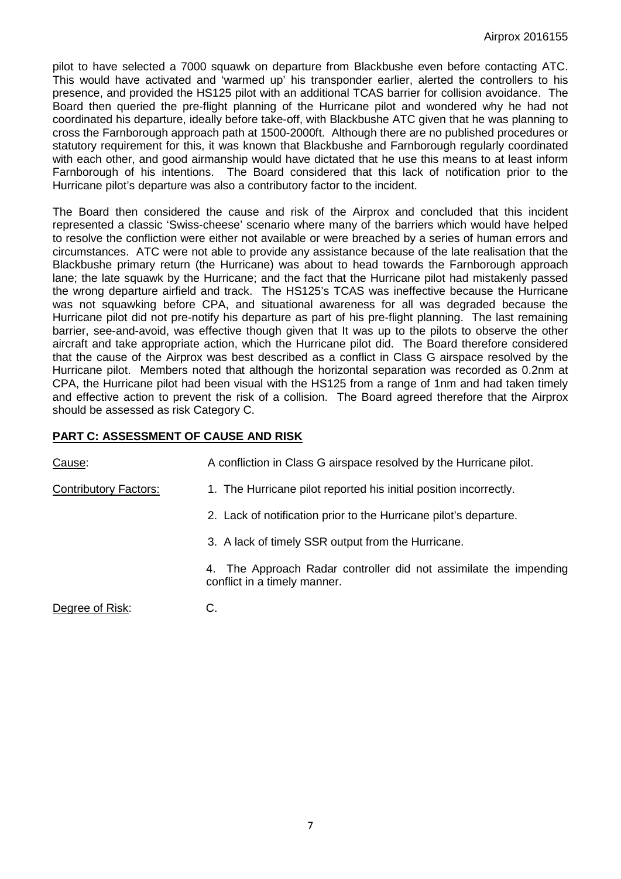pilot to have selected a 7000 squawk on departure from Blackbushe even before contacting ATC. This would have activated and 'warmed up' his transponder earlier, alerted the controllers to his presence, and provided the HS125 pilot with an additional TCAS barrier for collision avoidance. The Board then queried the pre-flight planning of the Hurricane pilot and wondered why he had not coordinated his departure, ideally before take-off, with Blackbushe ATC given that he was planning to cross the Farnborough approach path at 1500-2000ft. Although there are no published procedures or statutory requirement for this, it was known that Blackbushe and Farnborough regularly coordinated with each other, and good airmanship would have dictated that he use this means to at least inform Farnborough of his intentions. The Board considered that this lack of notification prior to the Hurricane pilot's departure was also a contributory factor to the incident.

The Board then considered the cause and risk of the Airprox and concluded that this incident represented a classic 'Swiss-cheese' scenario where many of the barriers which would have helped to resolve the confliction were either not available or were breached by a series of human errors and circumstances. ATC were not able to provide any assistance because of the late realisation that the Blackbushe primary return (the Hurricane) was about to head towards the Farnborough approach lane; the late squawk by the Hurricane; and the fact that the Hurricane pilot had mistakenly passed the wrong departure airfield and track. The HS125's TCAS was ineffective because the Hurricane was not squawking before CPA, and situational awareness for all was degraded because the Hurricane pilot did not pre-notify his departure as part of his pre-flight planning. The last remaining barrier, see-and-avoid, was effective though given that It was up to the pilots to observe the other aircraft and take appropriate action, which the Hurricane pilot did. The Board therefore considered that the cause of the Airprox was best described as a conflict in Class G airspace resolved by the Hurricane pilot. Members noted that although the horizontal separation was recorded as 0.2nm at CPA, the Hurricane pilot had been visual with the HS125 from a range of 1nm and had taken timely and effective action to prevent the risk of a collision. The Board agreed therefore that the Airprox should be assessed as risk Category C.

## PART C: ASSESSMENT OF CAUSE AND RISK

Cause: A confliction in Class G airspace resolved by the Hurricane pilot.

Contributory Factors:

1. The Hurricane pilot reported his initial position incorrectly.
2. Lack of notification prior to the Hurricane pilot's departure.
3. A lack of timely SSR output from the Hurricane.
4. The Approach Radar controller did not assimilate the impending conflict in a timely manner.

Degree of Risk: C.